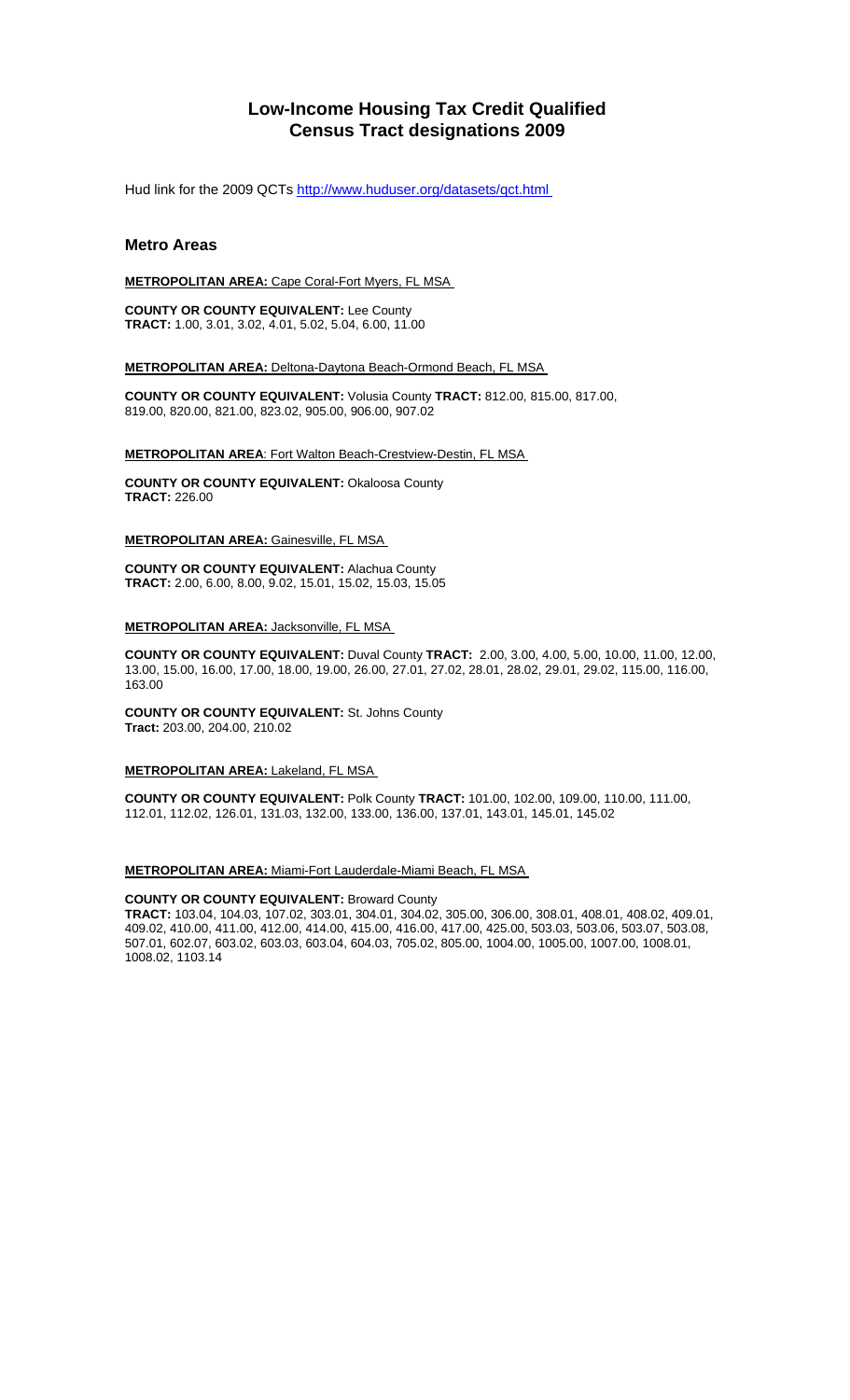# Low-Income Housing Tax Credit Qualified Census Tract designations 2009

Hud link for the 2009 QCTs http://www.huduser.org/datasets/qct.html

## Metro Areas

**METROPOLITAN AREA:** Cape Coral-Fort Myers, FL MSA

**COUNTY OR COUNTY EQUIVALENT:** Lee County
**TRACT:** 1.00, 3.01, 3.02, 4.01, 5.02, 5.04, 6.00, 11.00

**METROPOLITAN AREA:** Deltona-Daytona Beach-Ormond Beach, FL MSA

**COUNTY OR COUNTY EQUIVALENT:** Volusia County **TRACT:** 812.00, 815.00, 817.00, 819.00, 820.00, 821.00, 823.02, 905.00, 906.00, 907.02

**METROPOLITAN AREA**: Fort Walton Beach-Crestview-Destin, FL MSA

**COUNTY OR COUNTY EQUIVALENT:** Okaloosa County
**TRACT:** 226.00

**METROPOLITAN AREA:** Gainesville, FL MSA

**COUNTY OR COUNTY EQUIVALENT:** Alachua County
**TRACT:** 2.00, 6.00, 8.00, 9.02, 15.01, 15.02, 15.03, 15.05

**METROPOLITAN AREA:** Jacksonville, FL MSA

**COUNTY OR COUNTY EQUIVALENT:** Duval County **TRACT:** 2.00, 3.00, 4.00, 5.00, 10.00, 11.00, 12.00, 13.00, 15.00, 16.00, 17.00, 18.00, 19.00, 26.00, 27.01, 27.02, 28.01, 28.02, 29.01, 29.02, 115.00, 116.00, 163.00

**COUNTY OR COUNTY EQUIVALENT:** St. Johns County
**Tract:** 203.00, 204.00, 210.02

**METROPOLITAN AREA:** Lakeland, FL MSA

**COUNTY OR COUNTY EQUIVALENT:** Polk County **TRACT:** 101.00, 102.00, 109.00, 110.00, 111.00, 112.01, 112.02, 126.01, 131.03, 132.00, 133.00, 136.00, 137.01, 143.01, 145.01, 145.02

**METROPOLITAN AREA:** Miami-Fort Lauderdale-Miami Beach, FL MSA

**COUNTY OR COUNTY EQUIVALENT:** Broward County
**TRACT:** 103.04, 104.03, 107.02, 303.01, 304.01, 304.02, 305.00, 306.00, 308.01, 408.01, 408.02, 409.01, 409.02, 410.00, 411.00, 412.00, 414.00, 415.00, 416.00, 417.00, 425.00, 503.03, 503.06, 503.07, 503.08, 507.01, 602.07, 603.02, 603.03, 603.04, 604.03, 705.02, 805.00, 1004.00, 1005.00, 1007.00, 1008.01, 1008.02, 1103.14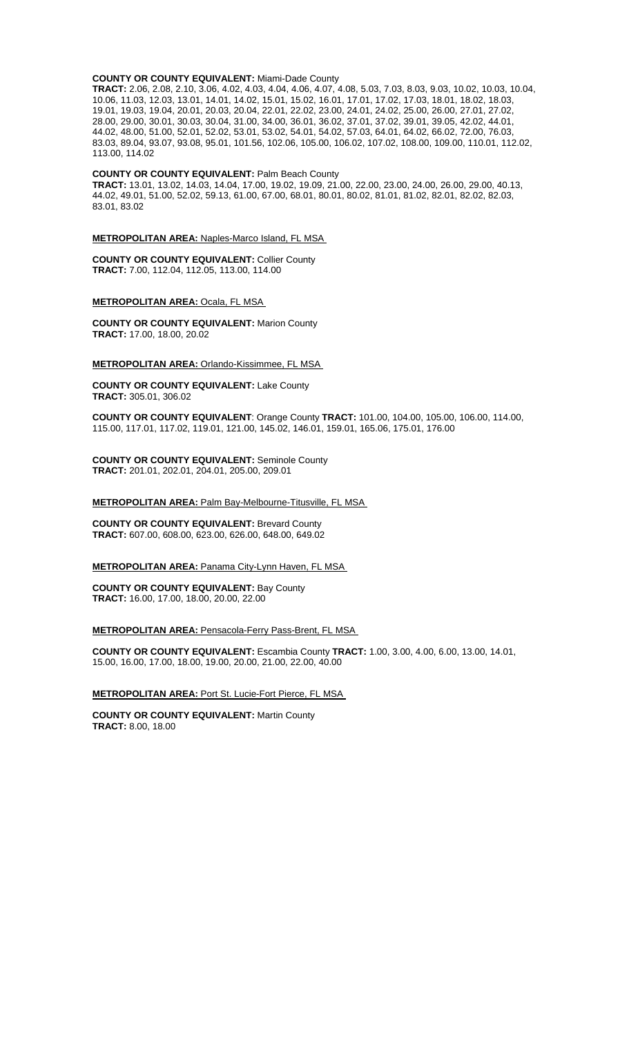**COUNTY OR COUNTY EQUIVALENT:** Miami-Dade County
**TRACT:** 2.06, 2.08, 2.10, 3.06, 4.02, 4.03, 4.04, 4.06, 4.07, 4.08, 5.03, 7.03, 8.03, 9.03, 10.02, 10.03, 10.04, 10.06, 11.03, 12.03, 13.01, 14.01, 14.02, 15.01, 15.02, 16.01, 17.01, 17.02, 17.03, 18.01, 18.02, 18.03, 19.01, 19.03, 19.04, 20.01, 20.03, 20.04, 22.01, 22.02, 23.00, 24.01, 24.02, 25.00, 26.00, 27.01, 27.02, 28.00, 29.00, 30.01, 30.03, 30.04, 31.00, 34.00, 36.01, 36.02, 37.01, 37.02, 39.01, 39.05, 42.02, 44.01, 44.02, 48.00, 51.00, 52.01, 52.02, 53.01, 53.02, 54.01, 54.02, 57.03, 64.01, 64.02, 66.02, 72.00, 76.03, 83.03, 89.04, 93.07, 93.08, 95.01, 101.56, 102.06, 105.00, 106.02, 107.02, 108.00, 109.00, 110.01, 112.02, 113.00, 114.02

**COUNTY OR COUNTY EQUIVALENT:** Palm Beach County
**TRACT:** 13.01, 13.02, 14.03, 14.04, 17.00, 19.02, 19.09, 21.00, 22.00, 23.00, 24.00, 26.00, 29.00, 40.13, 44.02, 49.01, 51.00, 52.02, 59.13, 61.00, 67.00, 68.01, 80.01, 80.02, 81.01, 81.02, 82.01, 82.02, 82.03, 83.01, 83.02

**METROPOLITAN AREA:** Naples-Marco Island, FL MSA

**COUNTY OR COUNTY EQUIVALENT:** Collier County
**TRACT:** 7.00, 112.04, 112.05, 113.00, 114.00

**METROPOLITAN AREA:** Ocala, FL MSA

**COUNTY OR COUNTY EQUIVALENT:** Marion County
**TRACT:** 17.00, 18.00, 20.02

**METROPOLITAN AREA:** Orlando-Kissimmee, FL MSA

**COUNTY OR COUNTY EQUIVALENT:** Lake County
**TRACT:** 305.01, 306.02

**COUNTY OR COUNTY EQUIVALENT**: Orange County **TRACT:** 101.00, 104.00, 105.00, 106.00, 114.00, 115.00, 117.01, 117.02, 119.01, 121.00, 145.02, 146.01, 159.01, 165.06, 175.01, 176.00

**COUNTY OR COUNTY EQUIVALENT:** Seminole County
**TRACT:** 201.01, 202.01, 204.01, 205.00, 209.01

**METROPOLITAN AREA:** Palm Bay-Melbourne-Titusville, FL MSA

**COUNTY OR COUNTY EQUIVALENT:** Brevard County
**TRACT:** 607.00, 608.00, 623.00, 626.00, 648.00, 649.02

**METROPOLITAN AREA:** Panama City-Lynn Haven, FL MSA

**COUNTY OR COUNTY EQUIVALENT:** Bay County
**TRACT:** 16.00, 17.00, 18.00, 20.00, 22.00

**METROPOLITAN AREA:** Pensacola-Ferry Pass-Brent, FL MSA

**COUNTY OR COUNTY EQUIVALENT:** Escambia County **TRACT:** 1.00, 3.00, 4.00, 6.00, 13.00, 14.01, 15.00, 16.00, 17.00, 18.00, 19.00, 20.00, 21.00, 22.00, 40.00

**METROPOLITAN AREA:** Port St. Lucie-Fort Pierce, FL MSA

**COUNTY OR COUNTY EQUIVALENT:** Martin County
**TRACT:** 8.00, 18.00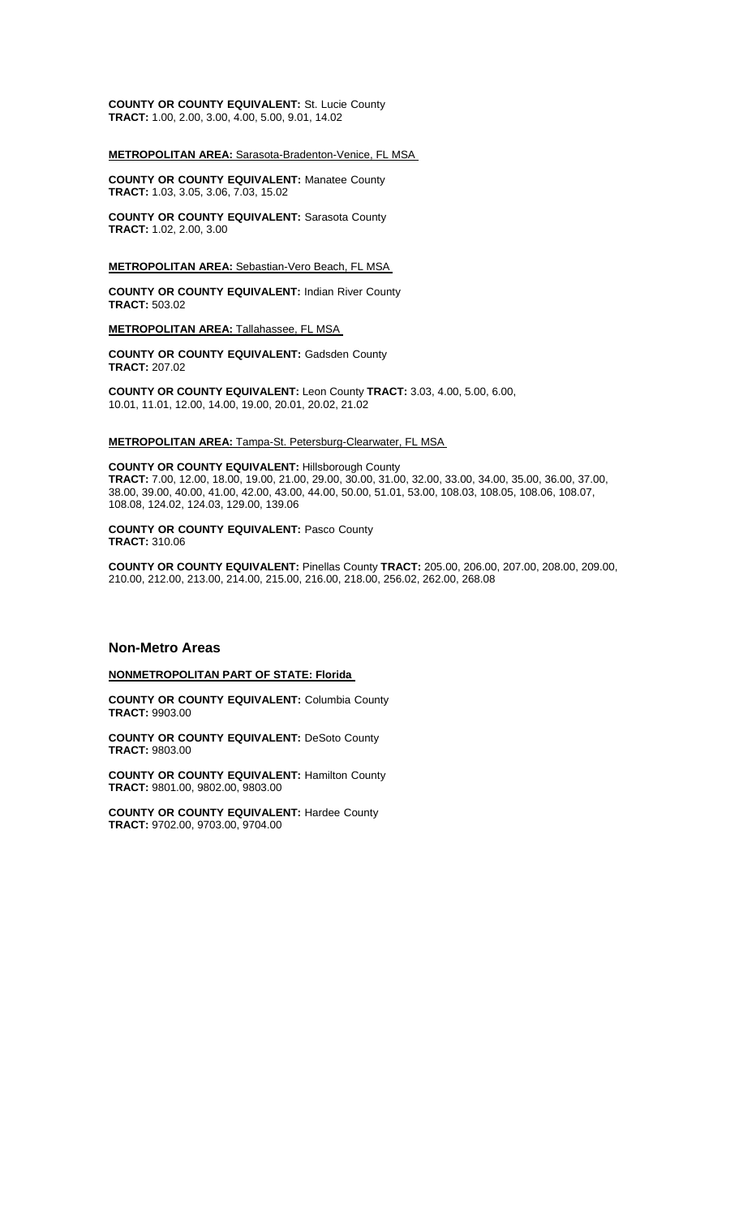**COUNTY OR COUNTY EQUIVALENT:** St. Lucie County
**TRACT:** 1.00, 2.00, 3.00, 4.00, 5.00, 9.01, 14.02

**METROPOLITAN AREA:** Sarasota-Bradenton-Venice, FL MSA

**COUNTY OR COUNTY EQUIVALENT:** Manatee County
**TRACT:** 1.03, 3.05, 3.06, 7.03, 15.02

**COUNTY OR COUNTY EQUIVALENT:** Sarasota County
**TRACT:** 1.02, 2.00, 3.00

**METROPOLITAN AREA:** Sebastian-Vero Beach, FL MSA

**COUNTY OR COUNTY EQUIVALENT:** Indian River County
**TRACT:** 503.02

**METROPOLITAN AREA:** Tallahassee, FL MSA

**COUNTY OR COUNTY EQUIVALENT:** Gadsden County
**TRACT:** 207.02

**COUNTY OR COUNTY EQUIVALENT:** Leon County **TRACT:** 3.03, 4.00, 5.00, 6.00, 10.01, 11.01, 12.00, 14.00, 19.00, 20.01, 20.02, 21.02

**METROPOLITAN AREA:** Tampa-St. Petersburg-Clearwater, FL MSA

**COUNTY OR COUNTY EQUIVALENT:** Hillsborough County
**TRACT:** 7.00, 12.00, 18.00, 19.00, 21.00, 29.00, 30.00, 31.00, 32.00, 33.00, 34.00, 35.00, 36.00, 37.00, 38.00, 39.00, 40.00, 41.00, 42.00, 43.00, 44.00, 50.00, 51.01, 53.00, 108.03, 108.05, 108.06, 108.07, 108.08, 124.02, 124.03, 129.00, 139.06

**COUNTY OR COUNTY EQUIVALENT:** Pasco County
**TRACT:** 310.06

**COUNTY OR COUNTY EQUIVALENT:** Pinellas County **TRACT:** 205.00, 206.00, 207.00, 208.00, 209.00, 210.00, 212.00, 213.00, 214.00, 215.00, 216.00, 218.00, 256.02, 262.00, 268.08

## Non-Metro Areas

**NONMETROPOLITAN PART OF STATE: Florida**

**COUNTY OR COUNTY EQUIVALENT:** Columbia County
**TRACT:** 9903.00

**COUNTY OR COUNTY EQUIVALENT:** DeSoto County
**TRACT:** 9803.00

**COUNTY OR COUNTY EQUIVALENT:** Hamilton County
**TRACT:** 9801.00, 9802.00, 9803.00

**COUNTY OR COUNTY EQUIVALENT:** Hardee County
**TRACT:** 9702.00, 9703.00, 9704.00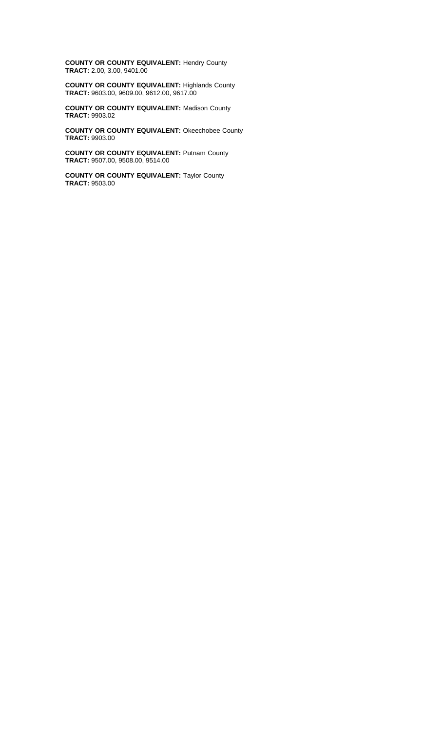**COUNTY OR COUNTY EQUIVALENT:** Hendry County
**TRACT:** 2.00, 3.00, 9401.00

**COUNTY OR COUNTY EQUIVALENT:** Highlands County
**TRACT:** 9603.00, 9609.00, 9612.00, 9617.00

**COUNTY OR COUNTY EQUIVALENT:** Madison County
**TRACT:** 9903.02

**COUNTY OR COUNTY EQUIVALENT:** Okeechobee County
**TRACT:** 9903.00

**COUNTY OR COUNTY EQUIVALENT:** Putnam County
**TRACT:** 9507.00, 9508.00, 9514.00

**COUNTY OR COUNTY EQUIVALENT:** Taylor County
**TRACT:** 9503.00